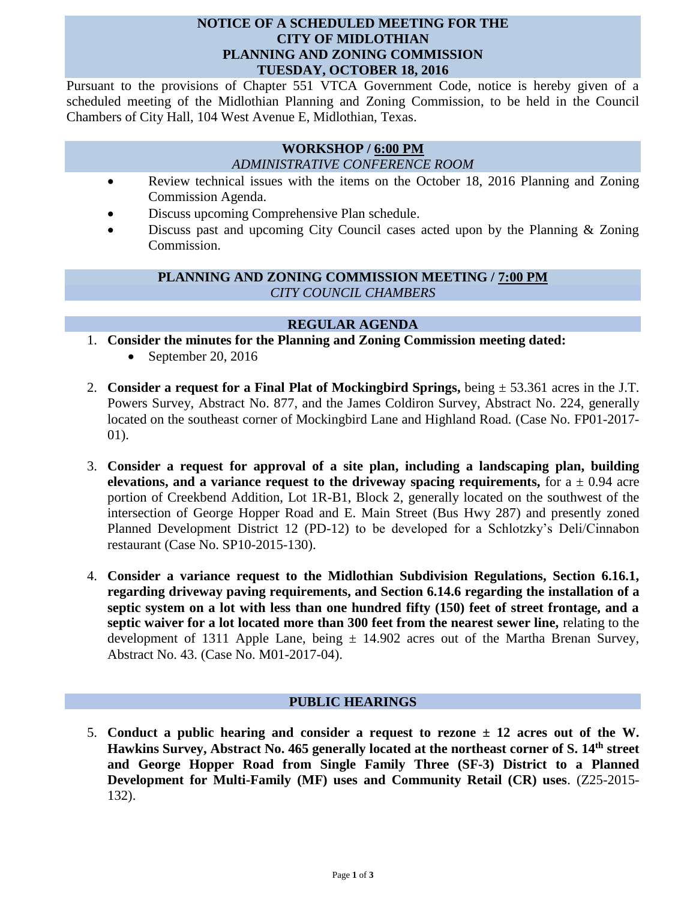# NOTICE OF A SCHEDULED MEETING FOR THE CITY OF MIDLOTHIAN PLANNING AND ZONING COMMISSION TUESDAY, OCTOBER 18, 2016

Pursuant to the provisions of Chapter 551 VTCA Government Code, notice is hereby given of a scheduled meeting of the Midlothian Planning and Zoning Commission, to be held in the Council Chambers of City Hall, 104 West Avenue E, Midlothian, Texas.

## WORKSHOP / 6:00 PM

*ADMINISTRATIVE CONFERENCE ROOM*

- Review technical issues with the items on the October 18, 2016 Planning and Zoning Commission Agenda.
- Discuss upcoming Comprehensive Plan schedule.
- Discuss past and upcoming City Council cases acted upon by the Planning & Zoning Commission.

## PLANNING AND ZONING COMMISSION MEETING / 7:00 PM

*CITY COUNCIL CHAMBERS*

## REGULAR AGENDA

1. **Consider the minutes for the Planning and Zoning Commission meeting dated:**
   - September 20, 2016

2. **Consider a request for a Final Plat of Mockingbird Springs,** being ± 53.361 acres in the J.T. Powers Survey, Abstract No. 877, and the James Coldiron Survey, Abstract No. 224, generally located on the southeast corner of Mockingbird Lane and Highland Road. (Case No. FP01-2017-01).

3. **Consider a request for approval of a site plan, including a landscaping plan, building elevations, and a variance request to the driveway spacing requirements,** for a ± 0.94 acre portion of Creekbend Addition, Lot 1R-B1, Block 2, generally located on the southwest of the intersection of George Hopper Road and E. Main Street (Bus Hwy 287) and presently zoned Planned Development District 12 (PD-12) to be developed for a Schlotzky's Deli/Cinnabon restaurant (Case No. SP10-2015-130).

4. **Consider a variance request to the Midlothian Subdivision Regulations, Section 6.16.1, regarding driveway paving requirements, and Section 6.14.6 regarding the installation of a septic system on a lot with less than one hundred fifty (150) feet of street frontage, and a septic waiver for a lot located more than 300 feet from the nearest sewer line,** relating to the development of 1311 Apple Lane, being ± 14.902 acres out of the Martha Brenan Survey, Abstract No. 43. (Case No. M01-2017-04).

## PUBLIC HEARINGS

5. **Conduct a public hearing and consider a request to rezone ± 12 acres out of the W. Hawkins Survey, Abstract No. 465 generally located at the northeast corner of S. 14th street and George Hopper Road from Single Family Three (SF-3) District to a Planned Development for Multi-Family (MF) uses and Community Retail (CR) uses**. (Z25-2015-132).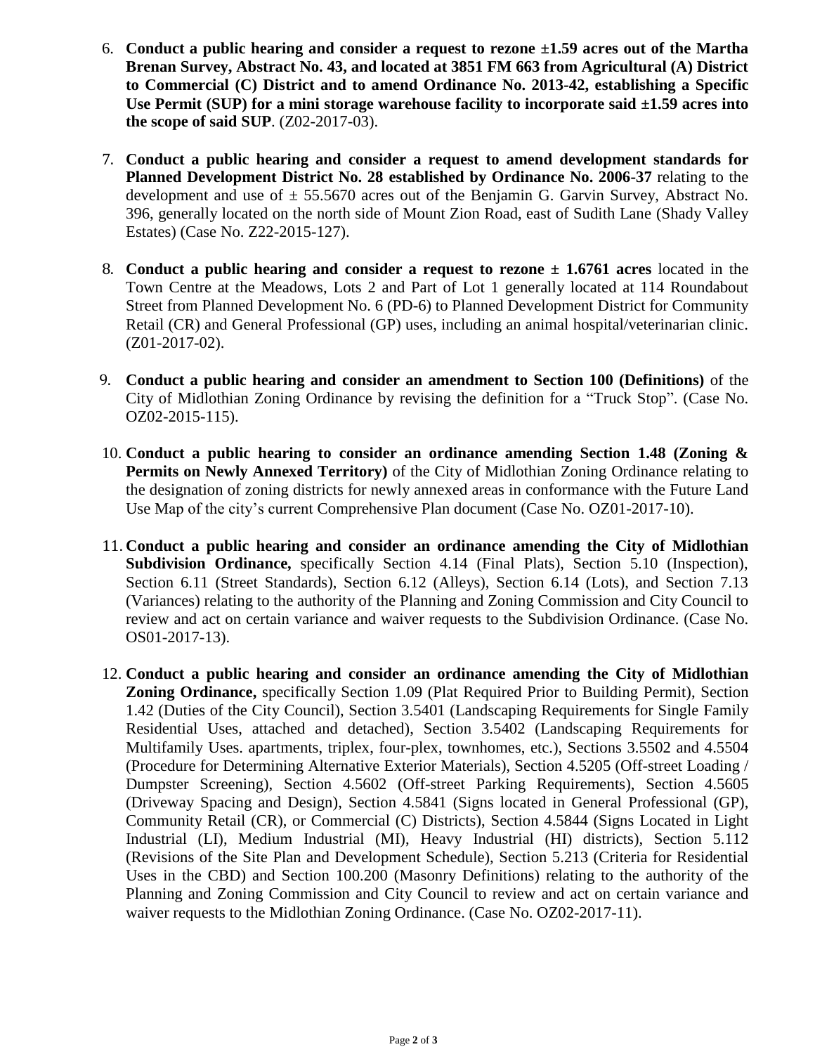6. **Conduct a public hearing and consider a request to rezone ±1.59 acres out of the Martha Brenan Survey, Abstract No. 43, and located at 3851 FM 663 from Agricultural (A) District to Commercial (C) District and to amend Ordinance No. 2013-42, establishing a Specific Use Permit (SUP) for a mini storage warehouse facility to incorporate said ±1.59 acres into the scope of said SUP**. (Z02-2017-03).

7. **Conduct a public hearing and consider a request to amend development standards for Planned Development District No. 28 established by Ordinance No. 2006-37** relating to the development and use of ± 55.5670 acres out of the Benjamin G. Garvin Survey, Abstract No. 396, generally located on the north side of Mount Zion Road, east of Sudith Lane (Shady Valley Estates) (Case No. Z22-2015-127).

8. **Conduct a public hearing and consider a request to rezone ± 1.6761 acres** located in the Town Centre at the Meadows, Lots 2 and Part of Lot 1 generally located at 114 Roundabout Street from Planned Development No. 6 (PD-6) to Planned Development District for Community Retail (CR) and General Professional (GP) uses, including an animal hospital/veterinarian clinic. (Z01-2017-02).

9. **Conduct a public hearing and consider an amendment to Section 100 (Definitions)** of the City of Midlothian Zoning Ordinance by revising the definition for a "Truck Stop". (Case No. OZ02-2015-115).

10. **Conduct a public hearing to consider an ordinance amending Section 1.48 (Zoning & Permits on Newly Annexed Territory)** of the City of Midlothian Zoning Ordinance relating to the designation of zoning districts for newly annexed areas in conformance with the Future Land Use Map of the city's current Comprehensive Plan document (Case No. OZ01-2017-10).

11. **Conduct a public hearing and consider an ordinance amending the City of Midlothian Subdivision Ordinance,** specifically Section 4.14 (Final Plats), Section 5.10 (Inspection), Section 6.11 (Street Standards), Section 6.12 (Alleys), Section 6.14 (Lots), and Section 7.13 (Variances) relating to the authority of the Planning and Zoning Commission and City Council to review and act on certain variance and waiver requests to the Subdivision Ordinance. (Case No. OS01-2017-13).

12. **Conduct a public hearing and consider an ordinance amending the City of Midlothian Zoning Ordinance,** specifically Section 1.09 (Plat Required Prior to Building Permit), Section 1.42 (Duties of the City Council), Section 3.5401 (Landscaping Requirements for Single Family Residential Uses, attached and detached), Section 3.5402 (Landscaping Requirements for Multifamily Uses. apartments, triplex, four-plex, townhomes, etc.), Sections 3.5502 and 4.5504 (Procedure for Determining Alternative Exterior Materials), Section 4.5205 (Off-street Loading / Dumpster Screening), Section 4.5602 (Off-street Parking Requirements), Section 4.5605 (Driveway Spacing and Design), Section 4.5841 (Signs located in General Professional (GP), Community Retail (CR), or Commercial (C) Districts), Section 4.5844 (Signs Located in Light Industrial (LI), Medium Industrial (MI), Heavy Industrial (HI) districts), Section 5.112 (Revisions of the Site Plan and Development Schedule), Section 5.213 (Criteria for Residential Uses in the CBD) and Section 100.200 (Masonry Definitions) relating to the authority of the Planning and Zoning Commission and City Council to review and act on certain variance and waiver requests to the Midlothian Zoning Ordinance. (Case No. OZ02-2017-11).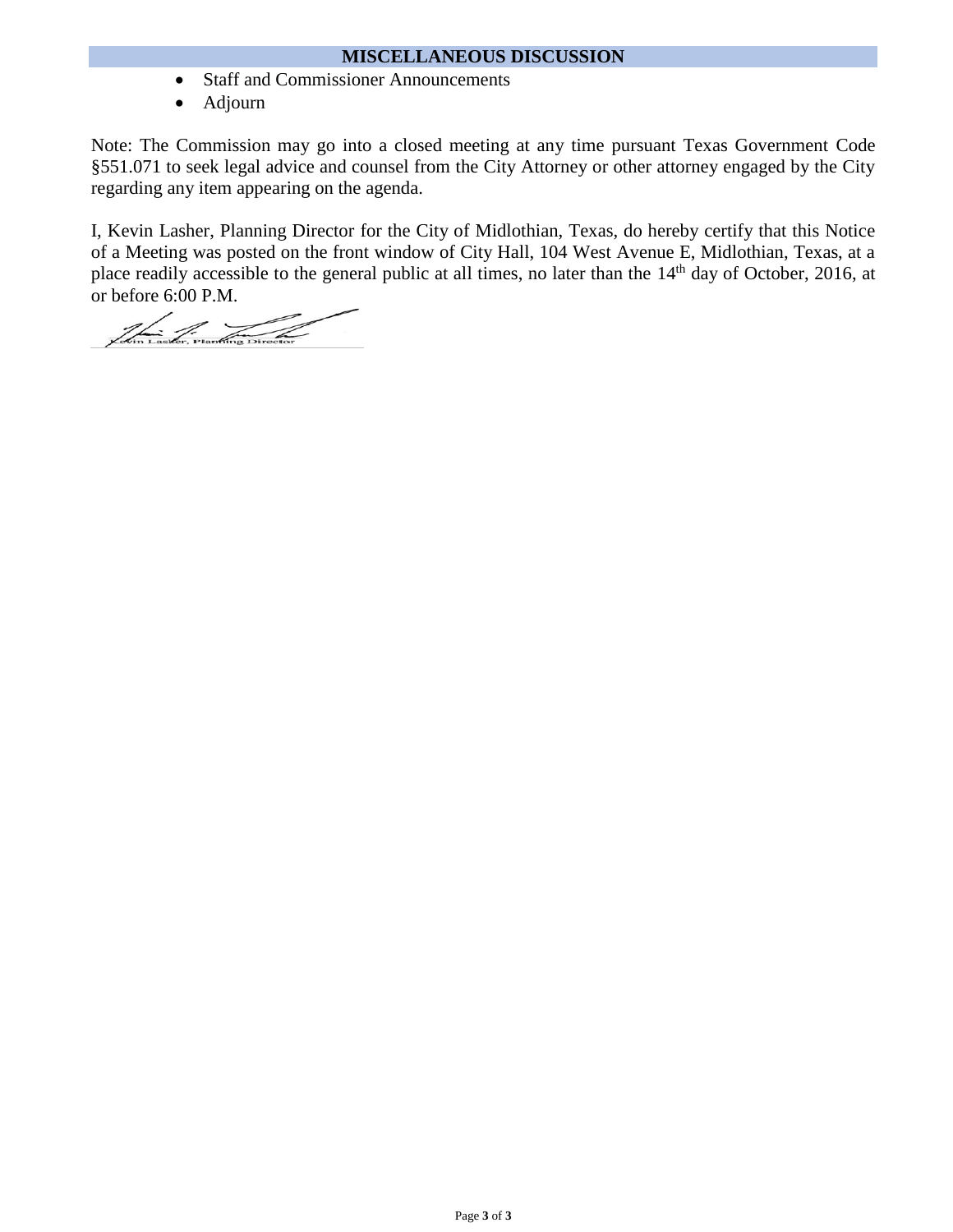## MISCELLANEOUS DISCUSSION

- Staff and Commissioner Announcements
- Adjourn

Note: The Commission may go into a closed meeting at any time pursuant Texas Government Code §551.071 to seek legal advice and counsel from the City Attorney or other attorney engaged by the City regarding any item appearing on the agenda.

I, Kevin Lasher, Planning Director for the City of Midlothian, Texas, do hereby certify that this Notice of a Meeting was posted on the front window of City Hall, 104 West Avenue E, Midlothian, Texas, at a place readily accessible to the general public at all times, no later than the 14th day of October, 2016, at or before 6:00 P.M.

Kevin Lasher, Planning Director